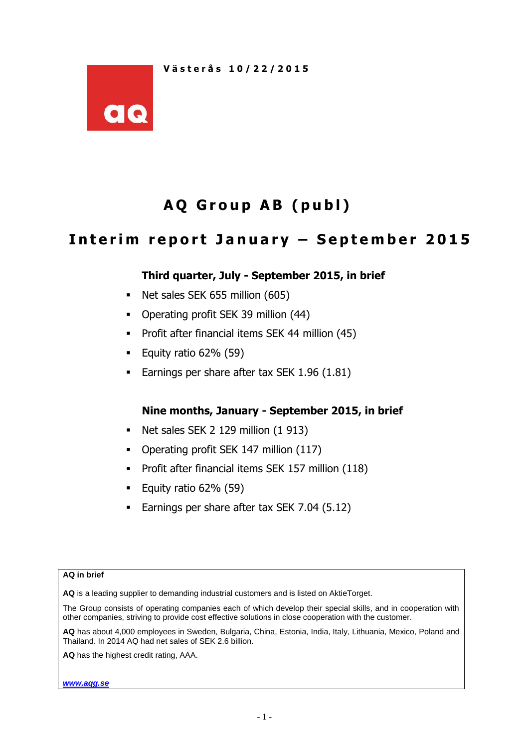Västerås 10/22/2015

# AQ Group AB (publ)

## Interim report January – September 2015

### Third quarter, July - September 2015, in brief

- Net sales SEK 655 million (605)
- Operating profit SEK 39 million (44)
- Profit after financial items SEK 44 million (45)
- Equity ratio 62% (59)
- Earnings per share after tax SEK 1.96 (1.81)

### Nine months, January - September 2015, in brief

- Net sales SEK 2 129 million (1 913)
- Operating profit SEK 147 million (117)
- Profit after financial items SEK 157 million (118)
- Equity ratio 62% (59)
- Earnings per share after tax SEK 7.04 (5.12)

**AQ in brief**

**AQ** is a leading supplier to demanding industrial customers and is listed on AktieTorget.

The Group consists of operating companies each of which develop their special skills, and in cooperation with other companies, striving to provide cost effective solutions in close cooperation with the customer.

**AQ** has about 4,000 employees in Sweden, Bulgaria, China, Estonia, India, Italy, Lithuania, Mexico, Poland and Thailand. In 2014 AQ had net sales of SEK 2.6 billion.

**AQ** has the highest credit rating, AAA.

***www.aqg.se***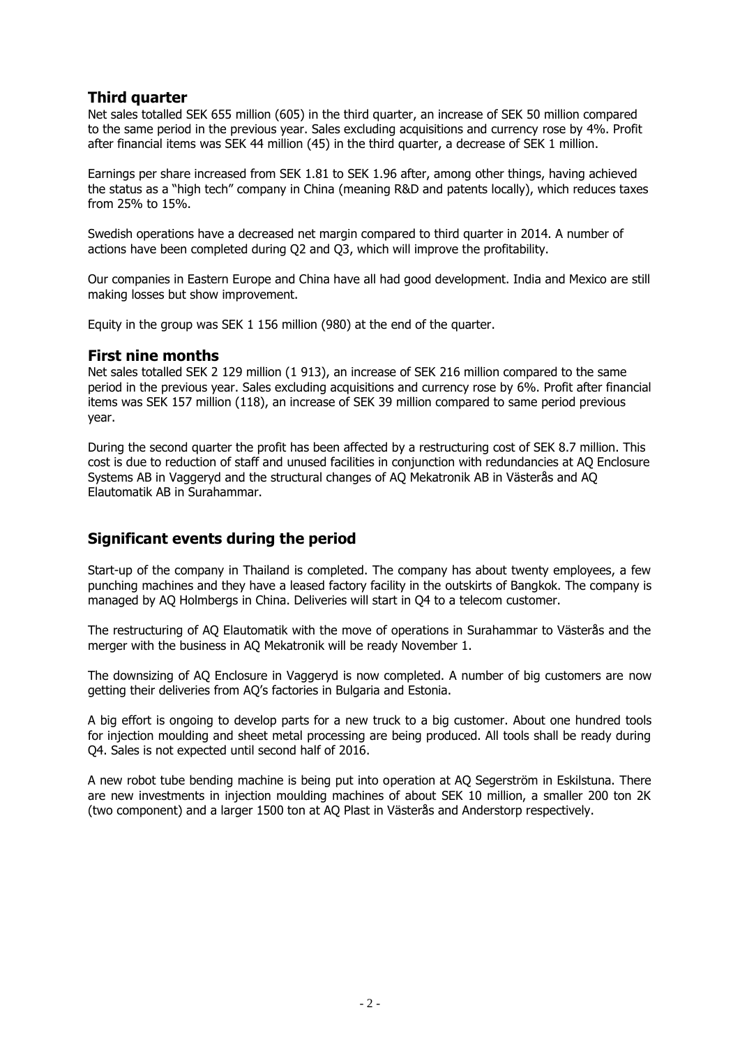## Third quarter

Net sales totalled SEK 655 million (605) in the third quarter, an increase of SEK 50 million compared to the same period in the previous year. Sales excluding acquisitions and currency rose by 4%. Profit after financial items was SEK 44 million (45) in the third quarter, a decrease of SEK 1 million.

Earnings per share increased from SEK 1.81 to SEK 1.96 after, among other things, having achieved the status as a "high tech" company in China (meaning R&D and patents locally), which reduces taxes from 25% to 15%.

Swedish operations have a decreased net margin compared to third quarter in 2014. A number of actions have been completed during Q2 and Q3, which will improve the profitability.

Our companies in Eastern Europe and China have all had good development. India and Mexico are still making losses but show improvement.

Equity in the group was SEK 1 156 million (980) at the end of the quarter.

## First nine months

Net sales totalled SEK 2 129 million (1 913), an increase of SEK 216 million compared to the same period in the previous year. Sales excluding acquisitions and currency rose by 6%. Profit after financial items was SEK 157 million (118), an increase of SEK 39 million compared to same period previous year.

During the second quarter the profit has been affected by a restructuring cost of SEK 8.7 million. This cost is due to reduction of staff and unused facilities in conjunction with redundancies at AQ Enclosure Systems AB in Vaggeryd and the structural changes of AQ Mekatronik AB in Västerås and AQ Elautomatik AB in Surahammar.

## Significant events during the period

Start-up of the company in Thailand is completed. The company has about twenty employees, a few punching machines and they have a leased factory facility in the outskirts of Bangkok. The company is managed by AQ Holmbergs in China. Deliveries will start in Q4 to a telecom customer.

The restructuring of AQ Elautomatik with the move of operations in Surahammar to Västerås and the merger with the business in AQ Mekatronik will be ready November 1.

The downsizing of AQ Enclosure in Vaggeryd is now completed. A number of big customers are now getting their deliveries from AQ's factories in Bulgaria and Estonia.

A big effort is ongoing to develop parts for a new truck to a big customer. About one hundred tools for injection moulding and sheet metal processing are being produced. All tools shall be ready during Q4. Sales is not expected until second half of 2016.

A new robot tube bending machine is being put into operation at AQ Segerström in Eskilstuna. There are new investments in injection moulding machines of about SEK 10 million, a smaller 200 ton 2K (two component) and a larger 1500 ton at AQ Plast in Västerås and Anderstorp respectively.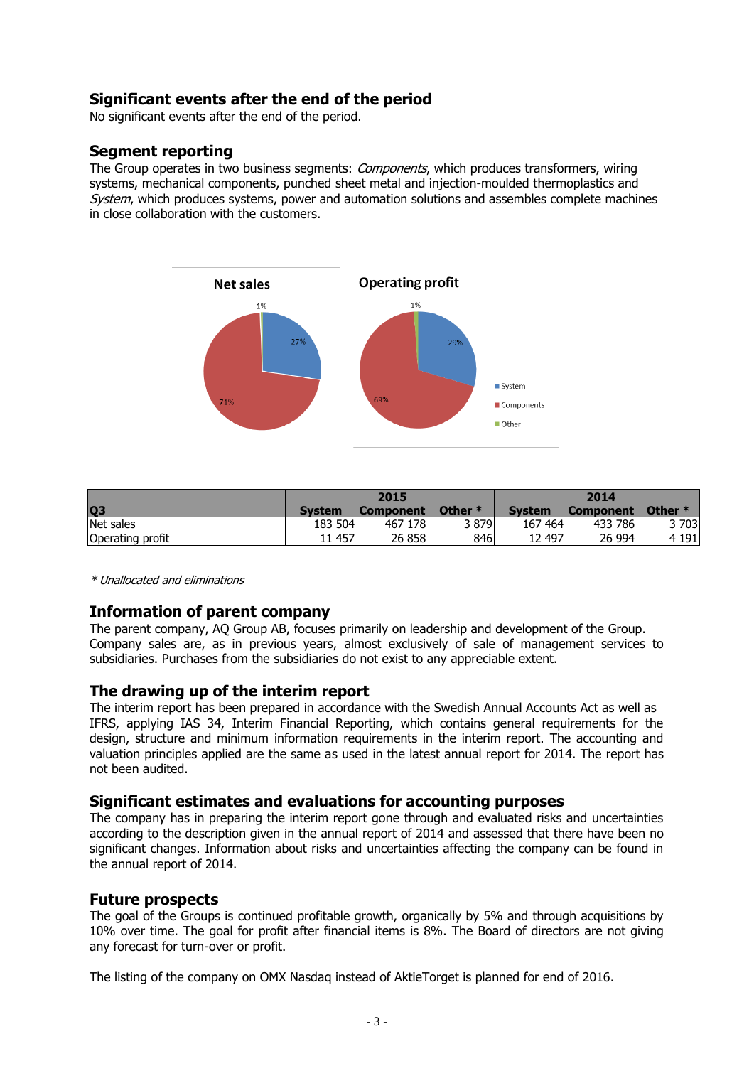## Significant events after the end of the period

No significant events after the end of the period.

## Segment reporting

The Group operates in two business segments: *Components*, which produces transformers, wiring systems, mechanical components, punched sheet metal and injection-moulded thermoplastics and *System*, which produces systems, power and automation solutions and assembles complete machines in close collaboration with the customers.

| Q3 | 2015 | | | 2014 | | |
|---|---|---|---|---|---|---|
| | System | Component | Other * | System | Component | Other * |
| Net sales | 183 504 | 467 178 | 3 879 | 167 464 | 433 786 | 3 703 |
| Operating profit | 11 457 | 26 858 | 846 | 12 497 | 26 994 | 4 191 |

*\* Unallocated and eliminations*

## Information of parent company

The parent company, AQ Group AB, focuses primarily on leadership and development of the Group. Company sales are, as in previous years, almost exclusively of sale of management services to subsidiaries. Purchases from the subsidiaries do not exist to any appreciable extent.

## The drawing up of the interim report

The interim report has been prepared in accordance with the Swedish Annual Accounts Act as well as IFRS, applying IAS 34, Interim Financial Reporting, which contains general requirements for the design, structure and minimum information requirements in the interim report. The accounting and valuation principles applied are the same as used in the latest annual report for 2014. The report has not been audited.

## Significant estimates and evaluations for accounting purposes

The company has in preparing the interim report gone through and evaluated risks and uncertainties according to the description given in the annual report of 2014 and assessed that there have been no significant changes. Information about risks and uncertainties affecting the company can be found in the annual report of 2014.

## Future prospects

The goal of the Groups is continued profitable growth, organically by 5% and through acquisitions by 10% over time. The goal for profit after financial items is 8%. The Board of directors are not giving any forecast for turn-over or profit.

The listing of the company on OMX Nasdaq instead of AktieTorget is planned for end of 2016.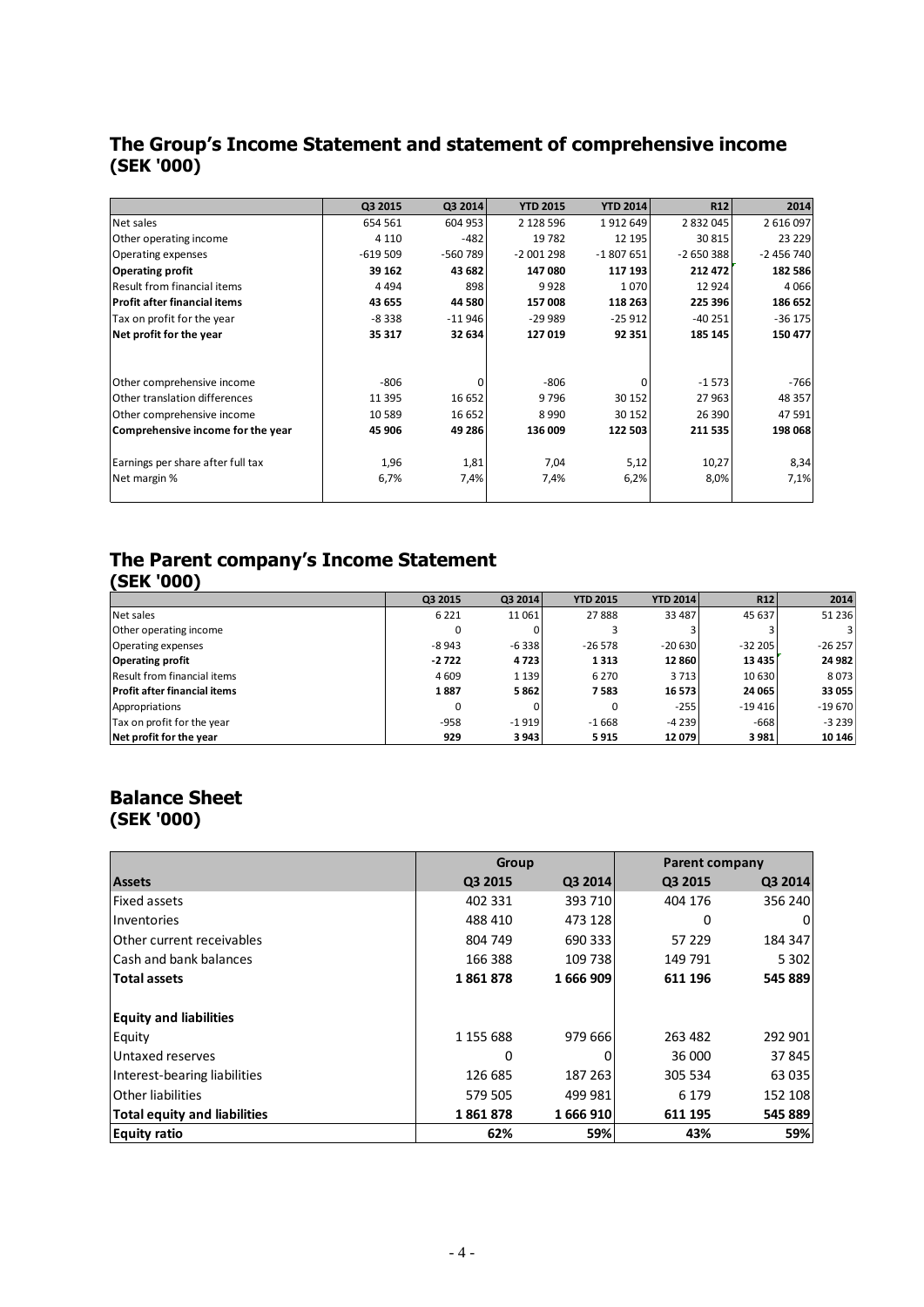## The Group's Income Statement and statement of comprehensive income (SEK '000)

| | Q3 2015 | Q3 2014 | YTD 2015 | YTD 2014 | R12 | 2014 |
|---|---|---|---|---|---|---|
| Net sales | 654 561 | 604 953 | 2 128 596 | 1 912 649 | 2 832 045 | 2 616 097 |
| Other operating income | 4 110 | -482 | 19 782 | 12 195 | 30 815 | 23 229 |
| Operating expenses | -619 509 | -560 789 | -2 001 298 | -1 807 651 | -2 650 388 | -2 456 740 |
| **Operating profit** | **39 162** | **43 682** | **147 080** | **117 193** | **212 472** | **182 586** |
| Result from financial items | 4 494 | 898 | 9 928 | 1 070 | 12 924 | 4 066 |
| **Profit after financial items** | **43 655** | **44 580** | **157 008** | **118 263** | **225 396** | **186 652** |
| Tax on profit for the year | -8 338 | -11 946 | -29 989 | -25 912 | -40 251 | -36 175 |
| **Net profit for the year** | **35 317** | **32 634** | **127 019** | **92 351** | **185 145** | **150 477** |
| | | | | | | |
| Other comprehensive income | -806 | 0 | -806 | 0 | -1 573 | -766 |
| Other translation differences | 11 395 | 16 652 | 9 796 | 30 152 | 27 963 | 48 357 |
| Other comprehensive income | 10 589 | 16 652 | 8 990 | 30 152 | 26 390 | 47 591 |
| **Comprehensive income for the year** | **45 906** | **49 286** | **136 009** | **122 503** | **211 535** | **198 068** |
| | | | | | | |
| Earnings per share after full tax | 1,96 | 1,81 | 7,04 | 5,12 | 10,27 | 8,34 |
| Net margin % | 6,7% | 7,4% | 7,4% | 6,2% | 8,0% | 7,1% |

## The Parent company's Income Statement (SEK '000)

| | Q3 2015 | Q3 2014 | YTD 2015 | YTD 2014 | R12 | 2014 |
|---|---|---|---|---|---|---|
| Net sales | 6 221 | 11 061 | 27 888 | 33 487 | 45 637 | 51 236 |
| Other operating income | 0 | 0 | 3 | 3 | 3 | 3 |
| Operating expenses | -8 943 | -6 338 | -26 578 | -20 630 | -32 205 | -26 257 |
| **Operating profit** | **-2 722** | **4 723** | **1 313** | **12 860** | **13 435** | **24 982** |
| Result from financial items | 4 609 | 1 139 | 6 270 | 3 713 | 10 630 | 8 073 |
| **Profit after financial items** | **1 887** | **5 862** | **7 583** | **16 573** | **24 065** | **33 055** |
| Appropriations | 0 | 0 | 0 | -255 | -19 416 | -19 670 |
| Tax on profit for the year | -958 | -1 919 | -1 668 | -4 239 | -668 | -3 239 |
| **Net profit for the year** | **929** | **3 943** | **5 915** | **12 079** | **3 981** | **10 146** |

## Balance Sheet (SEK '000)

| | Group | | Parent company | |
|---|---|---|---|---|
| **Assets** | Q3 2015 | Q3 2014 | Q3 2015 | Q3 2014 |
| Fixed assets | 402 331 | 393 710 | 404 176 | 356 240 |
| Inventories | 488 410 | 473 128 | 0 | 0 |
| Other current receivables | 804 749 | 690 333 | 57 229 | 184 347 |
| Cash and bank balances | 166 388 | 109 738 | 149 791 | 5 302 |
| **Total assets** | **1 861 878** | **1 666 909** | **611 196** | **545 889** |
| | | | | |
| **Equity and liabilities** | | | | |
| Equity | 1 155 688 | 979 666 | 263 482 | 292 901 |
| Untaxed reserves | 0 | 0 | 36 000 | 37 845 |
| Interest-bearing liabilities | 126 685 | 187 263 | 305 534 | 63 035 |
| Other liabilities | 579 505 | 499 981 | 6 179 | 152 108 |
| **Total equity and liabilities** | **1 861 878** | **1 666 910** | **611 195** | **545 889** |
| **Equity ratio** | **62%** | **59%** | **43%** | **59%** |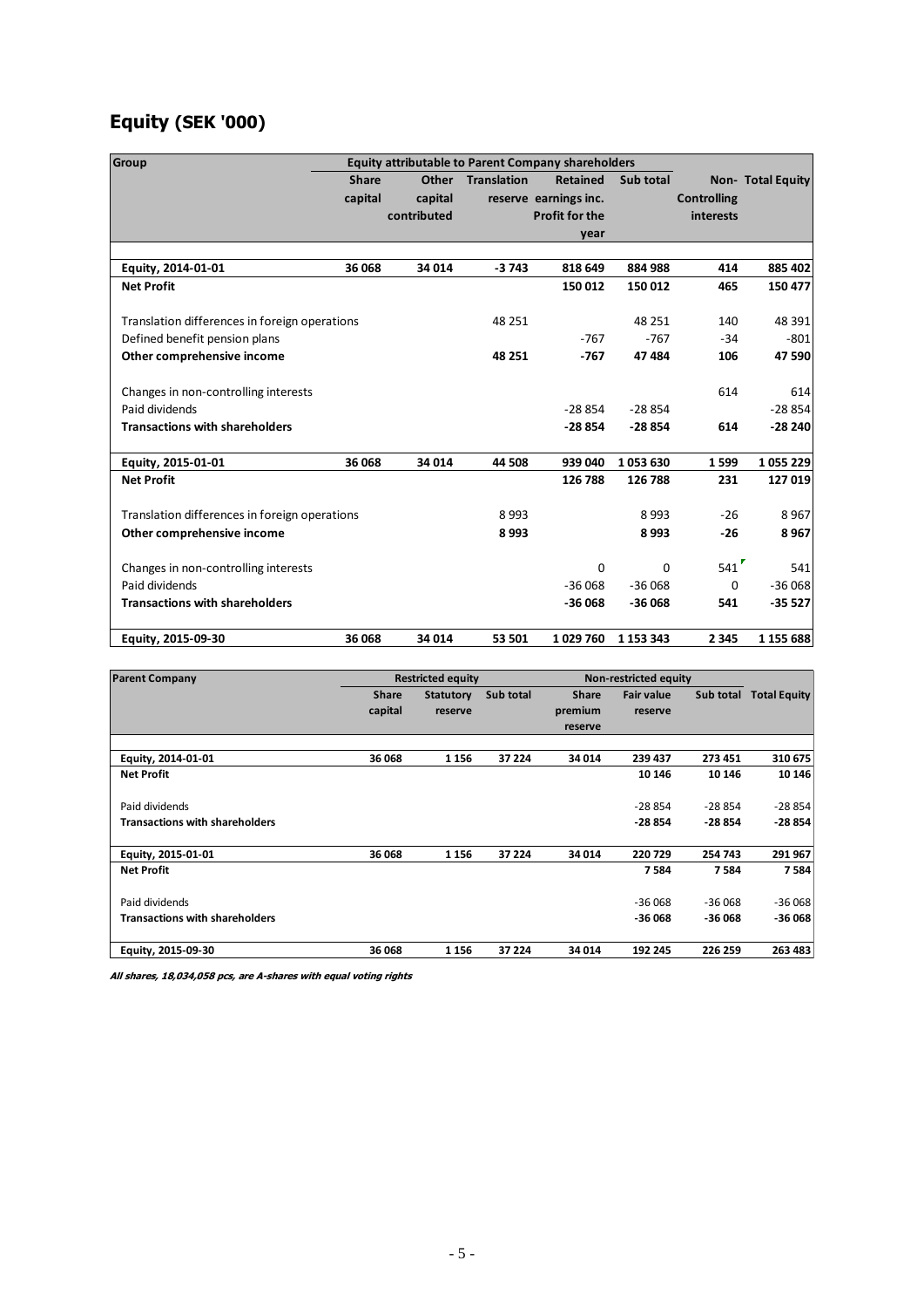## Equity (SEK '000)

| Group | Equity attributable to Parent Company shareholders | | | | | | |
|---|---|---|---|---|---|---|---|
| | Share capital | Other capital contributed | Translation reserve | Retained earnings inc. Profit for the year | Sub total | Non-Controlling interests | Total Equity |
| **Equity, 2014-01-01** | **36 068** | **34 014** | **-3 743** | **818 649** | **884 988** | **414** | **885 402** |
| **Net Profit** | | | | **150 012** | **150 012** | **465** | **150 477** |
| Translation differences in foreign operations | | | 48 251 | | 48 251 | 140 | 48 391 |
| Defined benefit pension plans | | | | -767 | -767 | -34 | -801 |
| **Other comprehensive income** | | | **48 251** | **-767** | **47 484** | **106** | **47 590** |
| Changes in non-controlling interests | | | | | | 614 | 614 |
| Paid dividends | | | | -28 854 | -28 854 | | -28 854 |
| **Transactions with shareholders** | | | | **-28 854** | **-28 854** | **614** | **-28 240** |
| **Equity, 2015-01-01** | **36 068** | **34 014** | **44 508** | **939 040** | **1 053 630** | **1 599** | **1 055 229** |
| **Net Profit** | | | | **126 788** | **126 788** | **231** | **127 019** |
| Translation differences in foreign operations | | | 8 993 | | 8 993 | -26 | 8 967 |
| **Other comprehensive income** | | | **8 993** | | **8 993** | **-26** | **8 967** |
| Changes in non-controlling interests | | | | 0 | 0 | 541 | 541 |
| Paid dividends | | | | -36 068 | -36 068 | 0 | -36 068 |
| **Transactions with shareholders** | | | | **-36 068** | **-36 068** | **541** | **-35 527** |
| **Equity, 2015-09-30** | **36 068** | **34 014** | **53 501** | **1 029 760** | **1 153 343** | **2 345** | **1 155 688** |

| Parent Company | Restricted equity | | | Non-restricted equity | | | |
|---|---|---|---|---|---|---|---|
| | Share capital | Statutory reserve | Sub total | Share premium reserve | Fair value reserve | Sub total | Total Equity |
| **Equity, 2014-01-01** | **36 068** | **1 156** | **37 224** | **34 014** | **239 437** | **273 451** | **310 675** |
| **Net Profit** | | | | | **10 146** | **10 146** | **10 146** |
| Paid dividends | | | | | -28 854 | -28 854 | -28 854 |
| **Transactions with shareholders** | | | | | **-28 854** | **-28 854** | **-28 854** |
| **Equity, 2015-01-01** | **36 068** | **1 156** | **37 224** | **34 014** | **220 729** | **254 743** | **291 967** |
| **Net Profit** | | | | | **7 584** | **7 584** | **7 584** |
| Paid dividends | | | | | -36 068 | -36 068 | -36 068 |
| **Transactions with shareholders** | | | | | **-36 068** | **-36 068** | **-36 068** |
| **Equity, 2015-09-30** | **36 068** | **1 156** | **37 224** | **34 014** | **192 245** | **226 259** | **263 483** |

***All shares, 18,034,058 pcs, are A-shares with equal voting rights***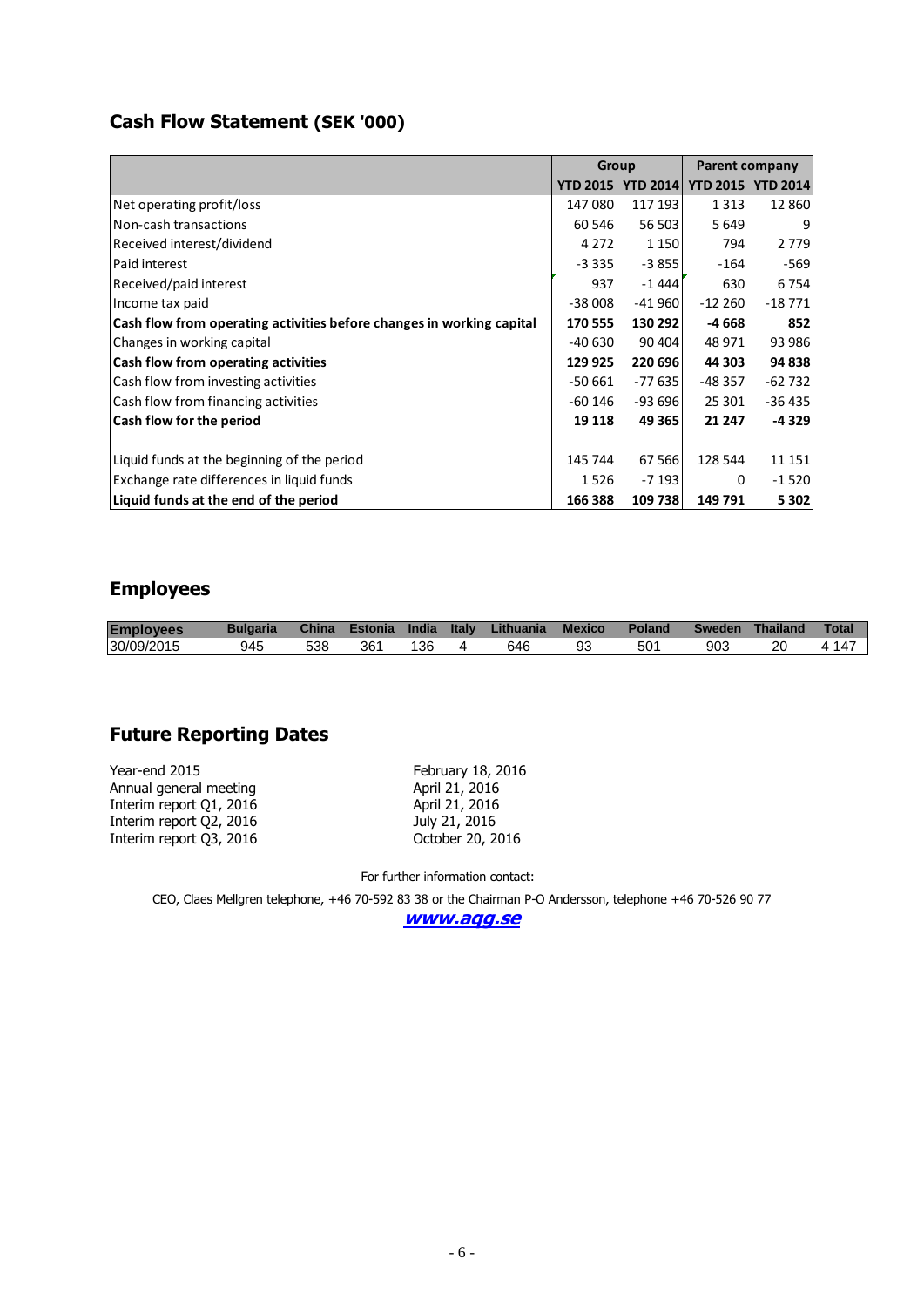## Cash Flow Statement (SEK '000)

| | Group | | Parent company | |
|---|---|---|---|---|
| | YTD 2015 | YTD 2014 | YTD 2015 | YTD 2014 |
| Net operating profit/loss | 147 080 | 117 193 | 1 313 | 12 860 |
| Non-cash transactions | 60 546 | 56 503 | 5 649 | 9 |
| Received interest/dividend | 4 272 | 1 150 | 794 | 2 779 |
| Paid interest | -3 335 | -3 855 | -164 | -569 |
| Received/paid interest | 937 | -1 444 | 630 | 6 754 |
| Income tax paid | -38 008 | -41 960 | -12 260 | -18 771 |
| **Cash flow from operating activities before changes in working capital** | **170 555** | **130 292** | **-4 668** | **852** |
| Changes in working capital | -40 630 | 90 404 | 48 971 | 93 986 |
| **Cash flow from operating activities** | **129 925** | **220 696** | **44 303** | **94 838** |
| Cash flow from investing activities | -50 661 | -77 635 | -48 357 | -62 732 |
| Cash flow from financing activities | -60 146 | -93 696 | 25 301 | -36 435 |
| **Cash flow for the period** | **19 118** | **49 365** | **21 247** | **-4 329** |
| | | | | |
| Liquid funds at the beginning of the period | 145 744 | 67 566 | 128 544 | 11 151 |
| Exchange rate differences in liquid funds | 1 526 | -7 193 | 0 | -1 520 |
| **Liquid funds at the end of the period** | **166 388** | **109 738** | **149 791** | **5 302** |

## Employees

| Employees | Bulgaria | China | Estonia | India | Italy | Lithuania | Mexico | Poland | Sweden | Thailand | Total |
|---|---|---|---|---|---|---|---|---|---|---|---|
| 30/09/2015 | 945 | 538 | 361 | 136 | 4 | 646 | 93 | 501 | 903 | 20 | 4 147 |

## Future Reporting Dates

| | |
|---|---|
| Year-end 2015 | February 18, 2016 |
| Annual general meeting | April 21, 2016 |
| Interim report Q1, 2016 | April 21, 2016 |
| Interim report Q2, 2016 | July 21, 2016 |
| Interim report Q3, 2016 | October 20, 2016 |

For further information contact:

CEO, Claes Mellgren telephone, +46 70-592 83 38 or the Chairman P-O Andersson, telephone +46 70-526 90 77

***www.agg.se***